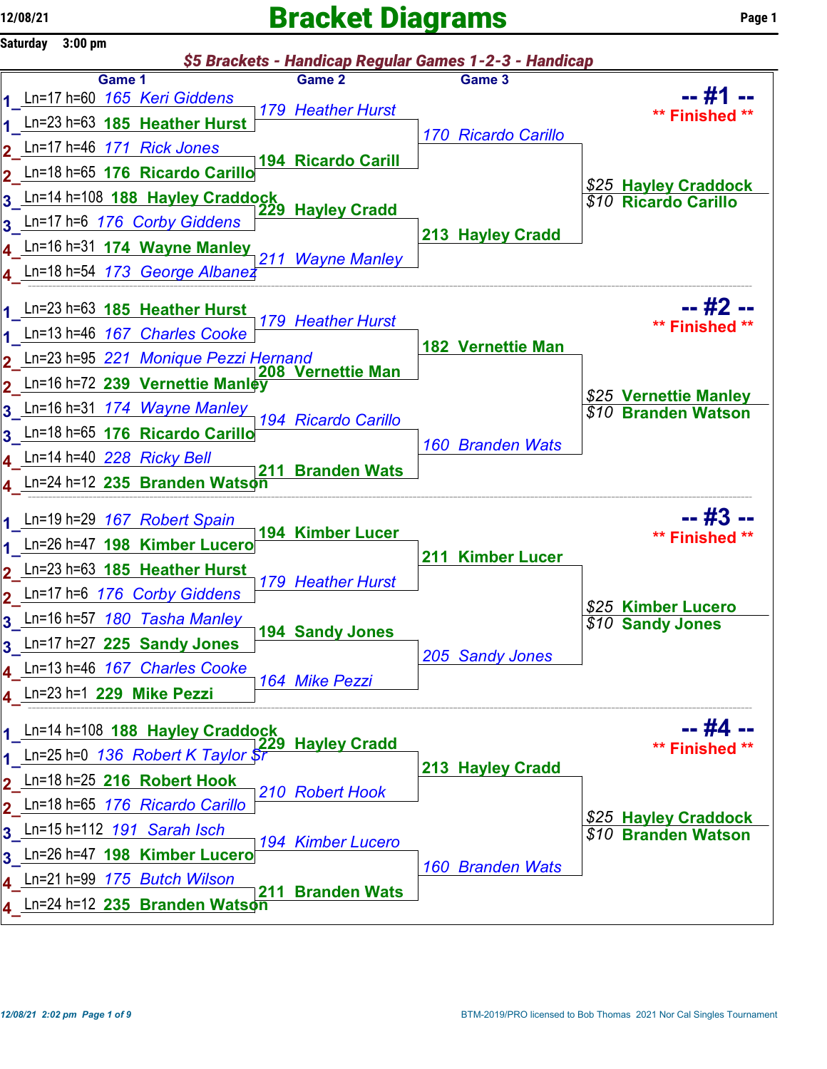# Bracket Diagrams

Saturday 3:00 pm

***$5 Brackets - Handicap Regular Games 1-2-3 - Handicap***

## -- #1 -- ** Finished **

| | Game 1 | Game 2 | Game 3 | Result |
|---|---|---|---|---|
| 1 | Ln=17 h=60 *165 Keri Giddens* | *179 Heather Hurst* | *170 Ricardo Carillo* | **$25 Hayley Craddock** |
| 1 | Ln=23 h=63 **185 Heather Hurst** | | | **$10 Ricardo Carillo** |
| 2 | Ln=17 h=46 *171 Rick Jones* | **194 Ricardo Carill** | | |
| 2 | Ln=18 h=65 **176 Ricardo Carillo** | | | |
| 3 | Ln=14 h=108 **188 Hayley Craddock** | **229 Hayley Cradd** | **213 Hayley Cradd** | |
| 3 | Ln=17 h=6 *176 Corby Giddens* | | | |
| 4 | Ln=16 h=31 **174 Wayne Manley** | *211 Wayne Manley* | | |
| 4 | Ln=18 h=54 *173 George Albanez* | | | |

## -- #2 -- ** Finished **

| | Game 1 | Game 2 | Game 3 | Result |
|---|---|---|---|---|
| 1 | Ln=23 h=63 **185 Heather Hurst** | *179 Heather Hurst* | **182 Vernettie Man** | **$25 Vernettie Manley** |
| 1 | Ln=13 h=46 *167 Charles Cooke* | | | **$10 Branden Watson** |
| 2 | Ln=23 h=95 *221 Monique Pezzi Hernand* | **208 Vernettie Man** | | |
| 2 | Ln=16 h=72 **239 Vernettie Manley** | | | |
| 3 | Ln=16 h=31 *174 Wayne Manley* | *194 Ricardo Carillo* | *160 Branden Wats* | |
| 3 | Ln=18 h=65 **176 Ricardo Carillo** | | | |
| 4 | Ln=14 h=40 *228 Ricky Bell* | **211 Branden Wats** | | |
| 4 | Ln=24 h=12 **235 Branden Watson** | | | |

## -- #3 -- ** Finished **

| | Game 1 | Game 2 | Game 3 | Result |
|---|---|---|---|---|
| 1 | Ln=19 h=29 *167 Robert Spain* | **194 Kimber Lucer** | **211 Kimber Lucer** | **$25 Kimber Lucero** |
| 1 | Ln=26 h=47 **198 Kimber Lucero** | | | **$10 Sandy Jones** |
| 2 | Ln=23 h=63 **185 Heather Hurst** | *179 Heather Hurst* | | |
| 2 | Ln=17 h=6 *176 Corby Giddens* | | | |
| 3 | Ln=16 h=57 *180 Tasha Manley* | **194 Sandy Jones** | *205 Sandy Jones* | |
| 3 | Ln=17 h=27 **225 Sandy Jones** | | | |
| 4 | Ln=13 h=46 *167 Charles Cooke* | *164 Mike Pezzi* | | |
| 4 | Ln=23 h=1 **229 Mike Pezzi** | | | |

## -- #4 -- ** Finished **

| | Game 1 | Game 2 | Game 3 | Result |
|---|---|---|---|---|
| 1 | Ln=14 h=108 **188 Hayley Craddock** | **229 Hayley Cradd** | **213 Hayley Cradd** | **$25 Hayley Craddock** |
| 1 | Ln=25 h=0 *136 Robert K Taylor Sr* | | | **$10 Branden Watson** |
| 2 | Ln=18 h=25 **216 Robert Hook** | *210 Robert Hook* | | |
| 2 | Ln=18 h=65 *176 Ricardo Carillo* | | | |
| 3 | Ln=15 h=112 *191 Sarah Isch* | *194 Kimber Lucero* | *160 Branden Wats* | |
| 3 | Ln=26 h=47 **198 Kimber Lucero** | | | |
| 4 | Ln=21 h=99 *175 Butch Wilson* | **211 Branden Wats** | | |
| 4 | Ln=24 h=12 **235 Branden Watson** | | | |

BTM-2019/PRO licensed to Bob Thomas 2021 Nor Cal Singles Tournament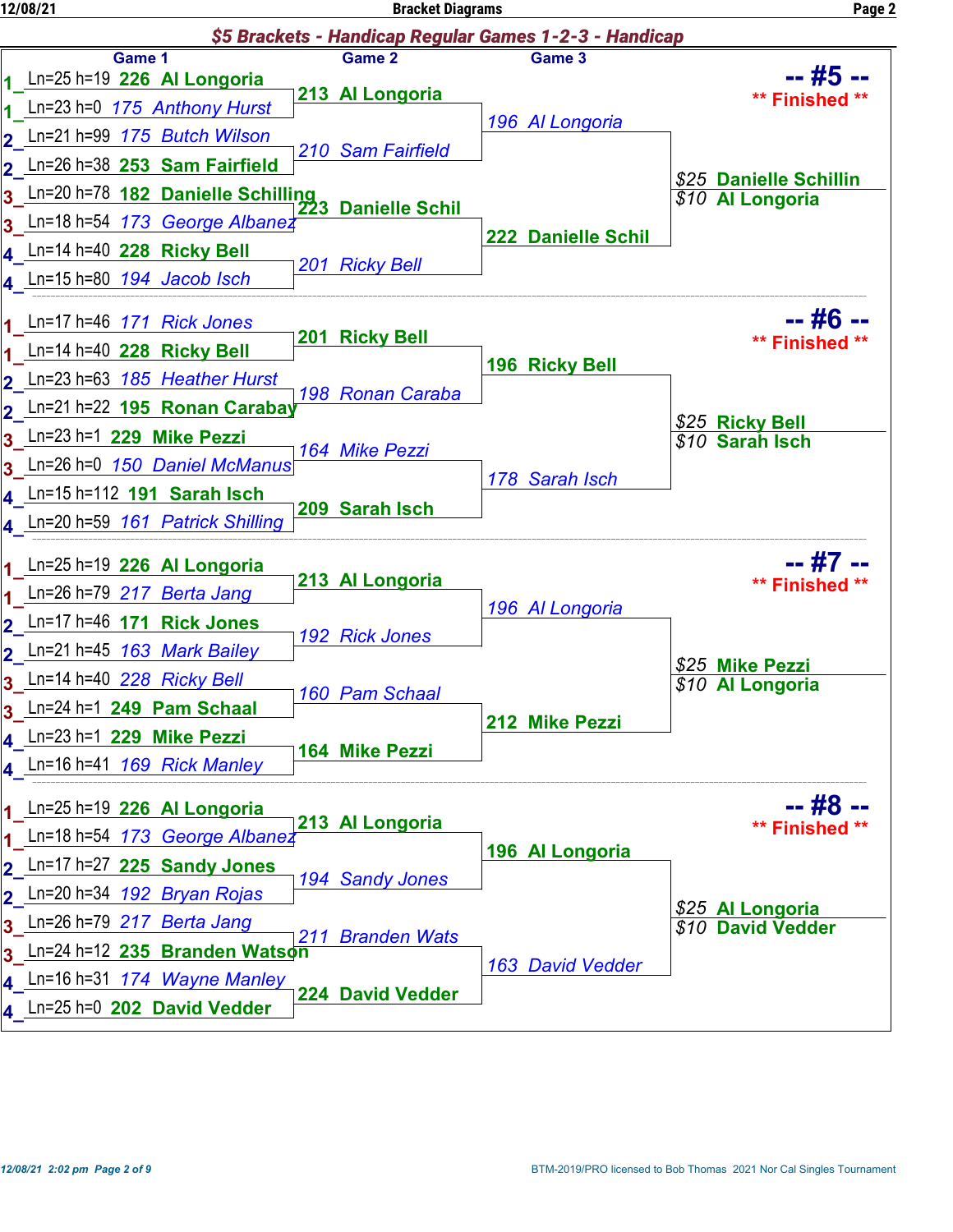## Bracket Diagrams

### $5 Brackets - Handicap Regular Games 1-2-3 - Handicap

### -- #5 -- ** Finished **

| | Game 1 | Game 2 | Game 3 | Result |
|---|---|---|---|---|
| 1 | Ln=25 h=19 **226 Al Longoria** | **213 Al Longoria** | *196 Al Longoria* | |
| 1 | Ln=23 h=0 *175 Anthony Hurst* | | | |
| 2 | Ln=21 h=99 *175 Butch Wilson* | *210 Sam Fairfield* | | |
| 2 | Ln=26 h=38 **253 Sam Fairfield** | | | |
| 3 | Ln=20 h=78 **182 Danielle Schilling** | **223 Danielle Schil** | **222 Danielle Schil** | $25 **Danielle Schillin** |
| 3 | Ln=18 h=54 *173 George Albanez* | | | $10 **Al Longoria** |
| 4 | Ln=14 h=40 **228 Ricky Bell** | *201 Ricky Bell* | | |
| 4 | Ln=15 h=80 *194 Jacob Isch* | | | |

### -- #6 -- ** Finished **

| | Game 1 | Game 2 | Game 3 | Result |
|---|---|---|---|---|
| 1 | Ln=17 h=46 *171 Rick Jones* | **201 Ricky Bell** | **196 Ricky Bell** | $25 **Ricky Bell** |
| 1 | Ln=14 h=40 **228 Ricky Bell** | | | $10 **Sarah Isch** |
| 2 | Ln=23 h=63 *185 Heather Hurst* | *198 Ronan Caraba* | | |
| 2 | Ln=21 h=22 **195 Ronan Carabay** | | | |
| 3 | Ln=23 h=1 **229 Mike Pezzi** | *164 Mike Pezzi* | *178 Sarah Isch* | |
| 3 | Ln=26 h=0 *150 Daniel McManus* | | | |
| 4 | Ln=15 h=112 **191 Sarah Isch** | **209 Sarah Isch** | | |
| 4 | Ln=20 h=59 *161 Patrick Shilling* | | | |

### -- #7 -- ** Finished **

| | Game 1 | Game 2 | Game 3 | Result |
|---|---|---|---|---|
| 1 | Ln=25 h=19 **226 Al Longoria** | **213 Al Longoria** | *196 Al Longoria* | |
| 1 | Ln=26 h=79 *217 Berta Jang* | | | |
| 2 | Ln=17 h=46 **171 Rick Jones** | *192 Rick Jones* | | |
| 2 | Ln=21 h=45 *163 Mark Bailey* | | | |
| 3 | Ln=14 h=40 *228 Ricky Bell* | *160 Pam Schaal* | **212 Mike Pezzi** | $25 **Mike Pezzi** |
| 3 | Ln=24 h=1 **249 Pam Schaal** | | | $10 **Al Longoria** |
| 4 | Ln=23 h=1 **229 Mike Pezzi** | **164 Mike Pezzi** | | |
| 4 | Ln=16 h=41 *169 Rick Manley* | | | |

### -- #8 -- ** Finished **

| | Game 1 | Game 2 | Game 3 | Result |
|---|---|---|---|---|
| 1 | Ln=25 h=19 **226 Al Longoria** | **213 Al Longoria** | **196 Al Longoria** | |
| 1 | Ln=18 h=54 *173 George Albanez* | | | |
| 2 | Ln=17 h=27 **225 Sandy Jones** | *194 Sandy Jones* | | |
| 2 | Ln=20 h=34 *192 Bryan Rojas* | | | |
| 3 | Ln=26 h=79 *217 Berta Jang* | *211 Branden Wats* | *163 David Vedder* | $25 **Al Longoria** |
| 3 | Ln=24 h=12 **235 Branden Watson** | | | $10 **David Vedder** |
| 4 | Ln=16 h=31 *174 Wayne Manley* | **224 David Vedder** | | |
| 4 | Ln=25 h=0 **202 David Vedder** | | | |

12/08/21 2:02 pm

BTM-2019/PRO licensed to Bob Thomas 2021 Nor Cal Singles Tournament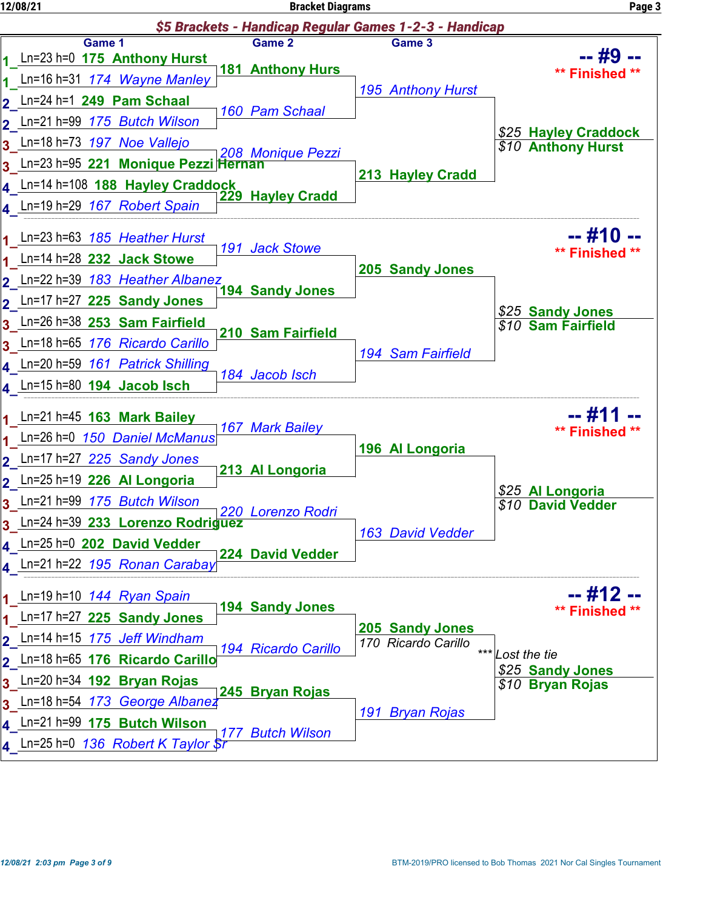## $5 Brackets - Handicap Regular Games 1-2-3 - Handicap

### -- #9 -- ** Finished **

| Game 1 | Game 2 | Game 3 |
|---|---|---|
| 1 Ln=23 h=0 175 Anthony Hurst | 181 Anthony Hurs | 195 Anthony Hurst |
| 1 Ln=16 h=31 174 Wayne Manley | | |
| 2 Ln=24 h=1 249 Pam Schaal | 160 Pam Schaal | |
| 2 Ln=21 h=99 175 Butch Wilson | | |
| 3 Ln=18 h=73 197 Noe Vallejo | 208 Monique Pezzi | 213 Hayley Cradd |
| 3 Ln=23 h=95 221 Monique Pezzi Hernan | | |
| 4 Ln=14 h=108 188 Hayley Craddock | 229 Hayley Cradd | |
| 4 Ln=19 h=29 167 Robert Spain | | |

$25 Hayley Craddock
$10 Anthony Hurst

### -- #10 -- ** Finished **

| Game 1 | Game 2 | Game 3 |
|---|---|---|
| 1 Ln=23 h=63 185 Heather Hurst | 191 Jack Stowe | 205 Sandy Jones |
| 1 Ln=14 h=28 232 Jack Stowe | | |
| 2 Ln=22 h=39 183 Heather Albanez | 194 Sandy Jones | |
| 2 Ln=17 h=27 225 Sandy Jones | | |
| 3 Ln=26 h=38 253 Sam Fairfield | 210 Sam Fairfield | 194 Sam Fairfield |
| 3 Ln=18 h=65 176 Ricardo Carillo | | |
| 4 Ln=20 h=59 161 Patrick Shilling | 184 Jacob Isch | |
| 4 Ln=15 h=80 194 Jacob Isch | | |

$25 Sandy Jones
$10 Sam Fairfield

### -- #11 -- ** Finished **

| Game 1 | Game 2 | Game 3 |
|---|---|---|
| 1 Ln=21 h=45 163 Mark Bailey | 167 Mark Bailey | 196 Al Longoria |
| 1 Ln=26 h=0 150 Daniel McManus | | |
| 2 Ln=17 h=27 225 Sandy Jones | 213 Al Longoria | |
| 2 Ln=25 h=19 226 Al Longoria | | |
| 3 Ln=21 h=99 175 Butch Wilson | 220 Lorenzo Rodri | 163 David Vedder |
| 3 Ln=24 h=39 233 Lorenzo Rodriguez | | |
| 4 Ln=25 h=0 202 David Vedder | 224 David Vedder | |
| 4 Ln=21 h=22 195 Ronan Carabay | | |

$25 Al Longoria
$10 David Vedder

### -- #12 -- ** Finished **

| Game 1 | Game 2 | Game 3 |
|---|---|---|
| 1 Ln=19 h=10 144 Ryan Spain | 194 Sandy Jones | 205 Sandy Jones |
| 1 Ln=17 h=27 225 Sandy Jones | | 170 Ricardo Carillo *** Lost the tie |
| 2 Ln=14 h=15 175 Jeff Windham | 194 Ricardo Carillo | |
| 2 Ln=18 h=65 176 Ricardo Carillo | | |
| 3 Ln=20 h=34 192 Bryan Rojas | 245 Bryan Rojas | 191 Bryan Rojas |
| 3 Ln=18 h=54 173 George Albanez | | |
| 4 Ln=21 h=99 175 Butch Wilson | 177 Butch Wilson | |
| 4 Ln=25 h=0 136 Robert K Taylor Sr | | |

$25 Sandy Jones
$10 Bryan Rojas

12/08/21 2:03 pm

BTM-2019/PRO licensed to Bob Thomas 2021 Nor Cal Singles Tournament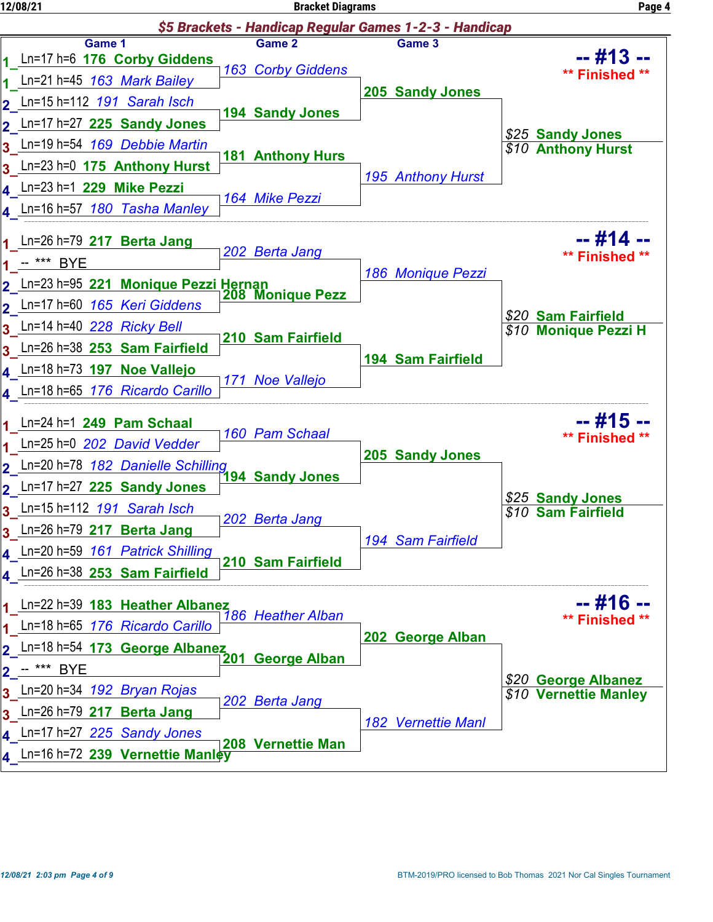## $5 Brackets - Handicap Regular Games 1-2-3 - Handicap

### -- #13 -- ** Finished **

| | Game 1 | Game 2 | Game 3 | Result |
|---|---|---|---|---|
| 1 | Ln=17 h=6 176 Corby Giddens | 163 Corby Giddens | 205 Sandy Jones | $25 Sandy Jones |
| 1 | Ln=21 h=45 163 Mark Bailey | | | $10 Anthony Hurst |
| 2 | Ln=15 h=112 191 Sarah Isch | 194 Sandy Jones | | |
| 2 | Ln=17 h=27 225 Sandy Jones | | | |
| 3 | Ln=19 h=54 169 Debbie Martin | 181 Anthony Hurs | 195 Anthony Hurst | |
| 3 | Ln=23 h=0 175 Anthony Hurst | | | |
| 4 | Ln=23 h=1 229 Mike Pezzi | 164 Mike Pezzi | | |
| 4 | Ln=16 h=57 180 Tasha Manley | | | |

### -- #14 -- ** Finished **

| | Game 1 | Game 2 | Game 3 | Result |
|---|---|---|---|---|
| 1 | Ln=26 h=79 217 Berta Jang | 202 Berta Jang | 186 Monique Pezzi | $20 Sam Fairfield |
| 1 | -- *** BYE | | | $10 Monique Pezzi H |
| 2 | Ln=23 h=95 221 Monique Pezzi Hernan | 208 Monique Pezz | | |
| 2 | Ln=17 h=60 165 Keri Giddens | | | |
| 3 | Ln=14 h=40 228 Ricky Bell | 210 Sam Fairfield | 194 Sam Fairfield | |
| 3 | Ln=26 h=38 253 Sam Fairfield | | | |
| 4 | Ln=18 h=73 197 Noe Vallejo | 171 Noe Vallejo | | |
| 4 | Ln=18 h=65 176 Ricardo Carillo | | | |

### -- #15 -- ** Finished **

| | Game 1 | Game 2 | Game 3 | Result |
|---|---|---|---|---|
| 1 | Ln=24 h=1 249 Pam Schaal | 160 Pam Schaal | 205 Sandy Jones | $25 Sandy Jones |
| 1 | Ln=25 h=0 202 David Vedder | | | $10 Sam Fairfield |
| 2 | Ln=20 h=78 182 Danielle Schilling | 194 Sandy Jones | | |
| 2 | Ln=17 h=27 225 Sandy Jones | | | |
| 3 | Ln=15 h=112 191 Sarah Isch | 202 Berta Jang | 194 Sam Fairfield | |
| 3 | Ln=26 h=79 217 Berta Jang | | | |
| 4 | Ln=20 h=59 161 Patrick Shilling | 210 Sam Fairfield | | |
| 4 | Ln=26 h=38 253 Sam Fairfield | | | |

### -- #16 -- ** Finished **

| | Game 1 | Game 2 | Game 3 | Result |
|---|---|---|---|---|
| 1 | Ln=22 h=39 183 Heather Albanez | 186 Heather Alban | 202 George Alban | $20 George Albanez |
| 1 | Ln=18 h=65 176 Ricardo Carillo | | | $10 Vernettie Manley |
| 2 | Ln=18 h=54 173 George Albanez | 201 George Alban | | |
| 2 | -- *** BYE | | | |
| 3 | Ln=20 h=34 192 Bryan Rojas | 202 Berta Jang | 182 Vernettie Manl | |
| 3 | Ln=26 h=79 217 Berta Jang | | | |
| 4 | Ln=17 h=27 225 Sandy Jones | 208 Vernettie Man | | |
| 4 | Ln=16 h=72 239 Vernettie Manley | | | |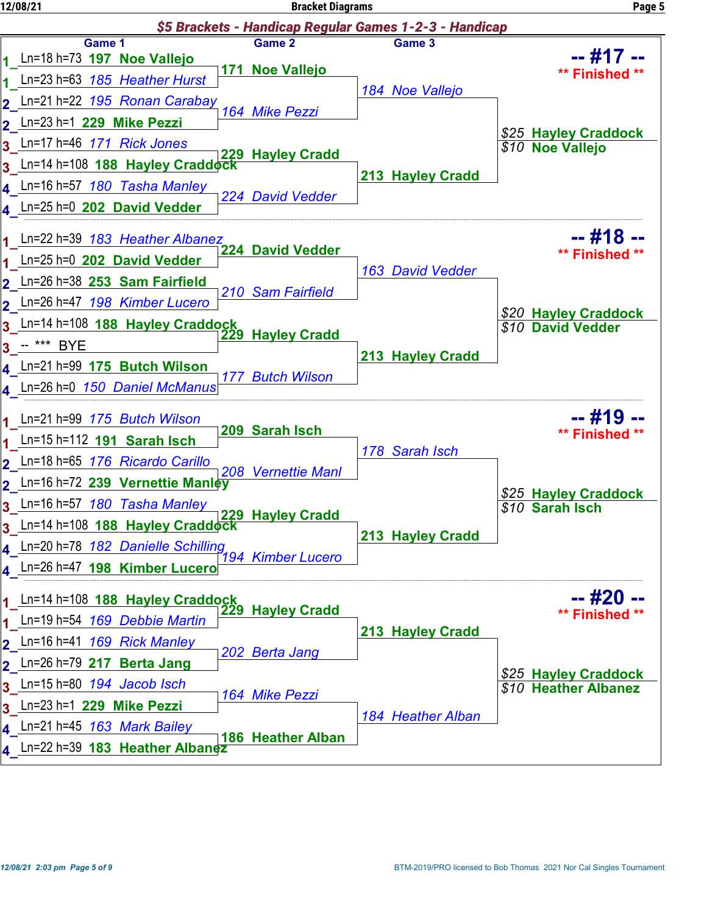## $5 Brackets - Handicap Regular Games 1-2-3 - Handicap

### -- #17 -- ** Finished **

| | Game 1 | Game 2 | Game 3 | Result |
|---|---|---|---|---|
| 1 | Ln=18 h=73 197 Noe Vallejo | 171 Noe Vallejo | 184 Noe Vallejo | $25 Hayley Craddock |
| 1 | Ln=23 h=63 185 Heather Hurst | | | $10 Noe Vallejo |
| 2 | Ln=21 h=22 195 Ronan Carabay | 164 Mike Pezzi | | |
| 2 | Ln=23 h=1 229 Mike Pezzi | | | |
| 3 | Ln=17 h=46 171 Rick Jones | 229 Hayley Cradd | 213 Hayley Cradd | |
| 3 | Ln=14 h=108 188 Hayley Craddock | | | |
| 4 | Ln=16 h=57 180 Tasha Manley | 224 David Vedder | | |
| 4 | Ln=25 h=0 202 David Vedder | | | |

### -- #18 -- ** Finished **

| | Game 1 | Game 2 | Game 3 | Result |
|---|---|---|---|---|
| 1 | Ln=22 h=39 183 Heather Albanez | 224 David Vedder | 163 David Vedder | $20 Hayley Craddock |
| 1 | Ln=25 h=0 202 David Vedder | | | $10 David Vedder |
| 2 | Ln=26 h=38 253 Sam Fairfield | 210 Sam Fairfield | | |
| 2 | Ln=26 h=47 198 Kimber Lucero | | | |
| 3 | Ln=14 h=108 188 Hayley Craddock | 229 Hayley Cradd | 213 Hayley Cradd | |
| 3 | -- *** BYE | | | |
| 4 | Ln=21 h=99 175 Butch Wilson | 177 Butch Wilson | | |
| 4 | Ln=26 h=0 150 Daniel McManus | | | |

### -- #19 -- ** Finished **

| | Game 1 | Game 2 | Game 3 | Result |
|---|---|---|---|---|
| 1 | Ln=21 h=99 175 Butch Wilson | 209 Sarah Isch | 178 Sarah Isch | $25 Hayley Craddock |
| 1 | Ln=15 h=112 191 Sarah Isch | | | $10 Sarah Isch |
| 2 | Ln=18 h=65 176 Ricardo Carillo | 208 Vernettie Manl | | |
| 2 | Ln=16 h=72 239 Vernettie Manley | | | |
| 3 | Ln=16 h=57 180 Tasha Manley | 229 Hayley Cradd | 213 Hayley Cradd | |
| 3 | Ln=14 h=108 188 Hayley Craddock | | | |
| 4 | Ln=20 h=78 182 Danielle Schilling | 194 Kimber Lucero | | |
| 4 | Ln=26 h=47 198 Kimber Lucero | | | |

### -- #20 -- ** Finished **

| | Game 1 | Game 2 | Game 3 | Result |
|---|---|---|---|---|
| 1 | Ln=14 h=108 188 Hayley Craddock | 229 Hayley Cradd | 213 Hayley Cradd | $25 Hayley Craddock |
| 1 | Ln=19 h=54 169 Debbie Martin | | | $10 Heather Albanez |
| 2 | Ln=16 h=41 169 Rick Manley | 202 Berta Jang | | |
| 2 | Ln=26 h=79 217 Berta Jang | | | |
| 3 | Ln=15 h=80 194 Jacob Isch | 164 Mike Pezzi | 184 Heather Alban | |
| 3 | Ln=23 h=1 229 Mike Pezzi | | | |
| 4 | Ln=21 h=45 163 Mark Bailey | 186 Heather Alban | | |
| 4 | Ln=22 h=39 183 Heather Albanez | | | |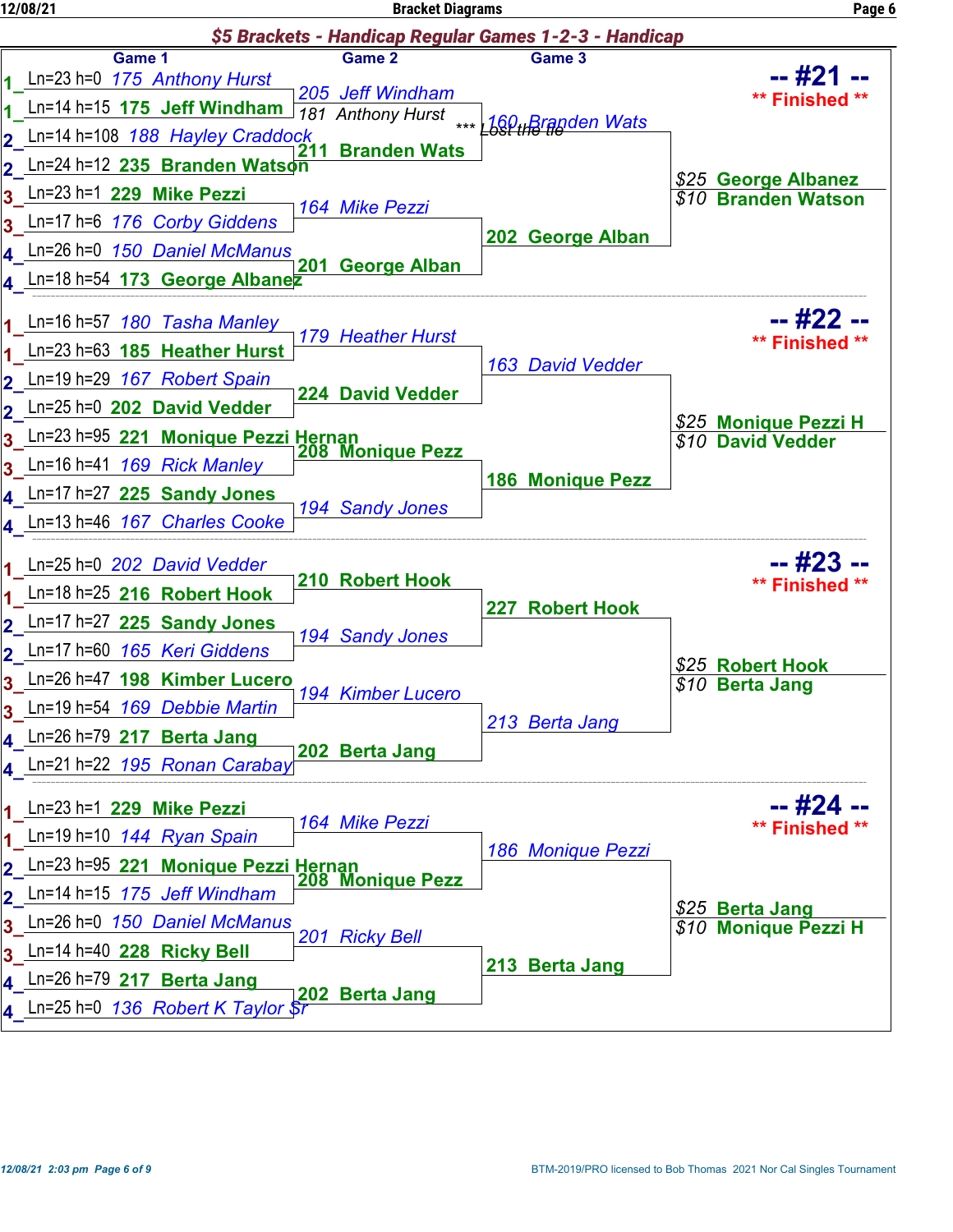## $5 Brackets - Handicap Regular Games 1-2-3 - Handicap

### -- #21 -- ** Finished **

| Pair | Entry (Game 1) | Game 2 | Game 3 | Result |
|---|---|---|---|---|
| 1 | Ln=23 h=0 175 Anthony Hurst | | | |
| 1 | Ln=14 h=15 175 Jeff Windham | 205 Jeff Windham / 181 Anthony Hurst *** Lost the tie | | |
| 2 | Ln=14 h=108 188 Hayley Craddock | | | |
| 2 | Ln=24 h=12 235 Branden Watson | 211 Branden Wats | 160 Branden Wats | |
| 3 | Ln=23 h=1 229 Mike Pezzi | | | |
| 3 | Ln=17 h=6 176 Corby Giddens | 164 Mike Pezzi | | |
| 4 | Ln=26 h=0 150 Daniel McManus | | | |
| 4 | Ln=18 h=54 173 George Albanez | 201 George Alban | 202 George Alban | $25 George Albanez / $10 Branden Watson |

### -- #22 -- ** Finished **

| Pair | Entry (Game 1) | Game 2 | Game 3 | Result |
|---|---|---|---|---|
| 1 | Ln=16 h=57 180 Tasha Manley | | | |
| 1 | Ln=23 h=63 185 Heather Hurst | 179 Heather Hurst | | |
| 2 | Ln=19 h=29 167 Robert Spain | | | |
| 2 | Ln=25 h=0 202 David Vedder | 224 David Vedder | 163 David Vedder | |
| 3 | Ln=23 h=95 221 Monique Pezzi Hernan | | | |
| 3 | Ln=16 h=41 169 Rick Manley | 208 Monique Pezz | | |
| 4 | Ln=17 h=27 225 Sandy Jones | | | |
| 4 | Ln=13 h=46 167 Charles Cooke | 194 Sandy Jones | 186 Monique Pezz | $25 Monique Pezzi H / $10 David Vedder |

### -- #23 -- ** Finished **

| Pair | Entry (Game 1) | Game 2 | Game 3 | Result |
|---|---|---|---|---|
| 1 | Ln=25 h=0 202 David Vedder | | | |
| 1 | Ln=18 h=25 216 Robert Hook | 210 Robert Hook | | |
| 2 | Ln=17 h=27 225 Sandy Jones | | | |
| 2 | Ln=17 h=60 165 Keri Giddens | 194 Sandy Jones | 227 Robert Hook | |
| 3 | Ln=26 h=47 198 Kimber Lucero | | | |
| 3 | Ln=19 h=54 169 Debbie Martin | 194 Kimber Lucero | | |
| 4 | Ln=26 h=79 217 Berta Jang | | | |
| 4 | Ln=21 h=22 195 Ronan Carabay | 202 Berta Jang | 213 Berta Jang | $25 Robert Hook / $10 Berta Jang |

### -- #24 -- ** Finished **

| Pair | Entry (Game 1) | Game 2 | Game 3 | Result |
|---|---|---|---|---|
| 1 | Ln=23 h=1 229 Mike Pezzi | | | |
| 1 | Ln=19 h=10 144 Ryan Spain | 164 Mike Pezzi | | |
| 2 | Ln=23 h=95 221 Monique Pezzi Hernan | | | |
| 2 | Ln=14 h=15 175 Jeff Windham | 208 Monique Pezz | 186 Monique Pezzi | |
| 3 | Ln=26 h=0 150 Daniel McManus | | | |
| 3 | Ln=14 h=40 228 Ricky Bell | 201 Ricky Bell | | |
| 4 | Ln=26 h=79 217 Berta Jang | | | |
| 4 | Ln=25 h=0 136 Robert K Taylor Sr | 202 Berta Jang | 213 Berta Jang | $25 Berta Jang / $10 Monique Pezzi H |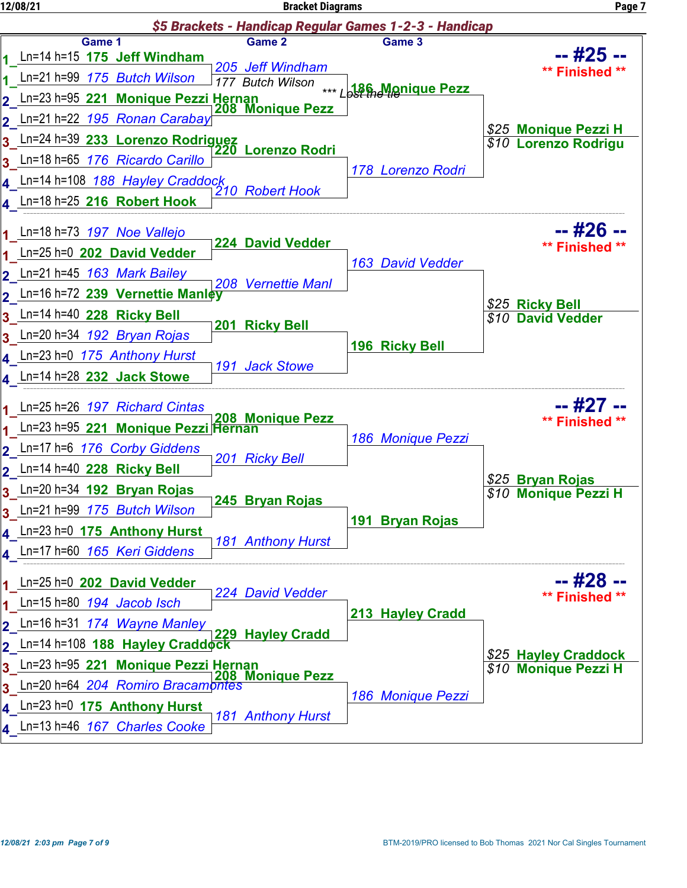# $5 Brackets - Handicap Regular Games 1-2-3 - Handicap

## -- #25 --

** Finished **

| Game 1 | Game 2 | Game 3 | Result |
|---|---|---|---|
| 1 Ln=14 h=15 **175 Jeff Windham** | *205 Jeff Windham* | **186 Monique Pezz** | **$25 Monique Pezzi H** |
| 1 Ln=21 h=99 *175 Butch Wilson* | 177 Butch Wilson *** Lost the tie | | **$10 Lorenzo Rodrigu** |
| 2 Ln=23 h=95 **221 Monique Pezzi Hernan** | **208 Monique Pezz** | | |
| 2 Ln=21 h=22 *195 Ronan Carabay* | | | |
| 3 Ln=24 h=39 **233 Lorenzo Rodriguez** | **220 Lorenzo Rodri** | *178 Lorenzo Rodri* | |
| 3 Ln=18 h=65 *176 Ricardo Carillo* | | | |
| 4 Ln=14 h=108 *188 Hayley Craddock* | *210 Robert Hook* | | |
| 4 Ln=18 h=25 **216 Robert Hook** | | | |

## -- #26 --

** Finished **

| Game 1 | Game 2 | Game 3 | Result |
|---|---|---|---|
| 1 Ln=18 h=73 *197 Noe Vallejo* | **224 David Vedder** | *163 David Vedder* | **$25 Ricky Bell** |
| 1 Ln=25 h=0 **202 David Vedder** | | | **$10 David Vedder** |
| 2 Ln=21 h=45 *163 Mark Bailey* | *208 Vernettie Manl* | | |
| 2 Ln=16 h=72 **239 Vernettie Manley** | | | |
| 3 Ln=14 h=40 **228 Ricky Bell** | **201 Ricky Bell** | **196 Ricky Bell** | |
| 3 Ln=20 h=34 *192 Bryan Rojas* | | | |
| 4 Ln=23 h=0 *175 Anthony Hurst* | *191 Jack Stowe* | | |
| 4 Ln=14 h=28 **232 Jack Stowe** | | | |

## -- #27 --

** Finished **

| Game 1 | Game 2 | Game 3 | Result |
|---|---|---|---|
| 1 Ln=25 h=26 *197 Richard Cintas* | **208 Monique Pezz** | *186 Monique Pezzi* | **$25 Bryan Rojas** |
| 1 Ln=23 h=95 **221 Monique Pezzi Hernan** | | | **$10 Monique Pezzi H** |
| 2 Ln=17 h=6 *176 Corby Giddens* | *201 Ricky Bell* | | |
| 2 Ln=14 h=40 **228 Ricky Bell** | | | |
| 3 Ln=20 h=34 **192 Bryan Rojas** | **245 Bryan Rojas** | **191 Bryan Rojas** | |
| 3 Ln=21 h=99 *175 Butch Wilson* | | | |
| 4 Ln=23 h=0 **175 Anthony Hurst** | *181 Anthony Hurst* | | |
| 4 Ln=17 h=60 *165 Keri Giddens* | | | |

## -- #28 --

** Finished **

| Game 1 | Game 2 | Game 3 | Result |
|---|---|---|---|
| 1 Ln=25 h=0 **202 David Vedder** | *224 David Vedder* | **213 Hayley Cradd** | **$25 Hayley Craddock** |
| 1 Ln=15 h=80 *194 Jacob Isch* | | | **$10 Monique Pezzi H** |
| 2 Ln=16 h=31 *174 Wayne Manley* | **229 Hayley Cradd** | | |
| 2 Ln=14 h=108 **188 Hayley Craddock** | | | |
| 3 Ln=23 h=95 **221 Monique Pezzi Hernan** | **208 Monique Pezz** | *186 Monique Pezzi* | |
| 3 Ln=20 h=64 *204 Romiro Bracamontes* | | | |
| 4 Ln=23 h=0 **175 Anthony Hurst** | *181 Anthony Hurst* | | |
| 4 Ln=13 h=46 *167 Charles Cooke* | | | |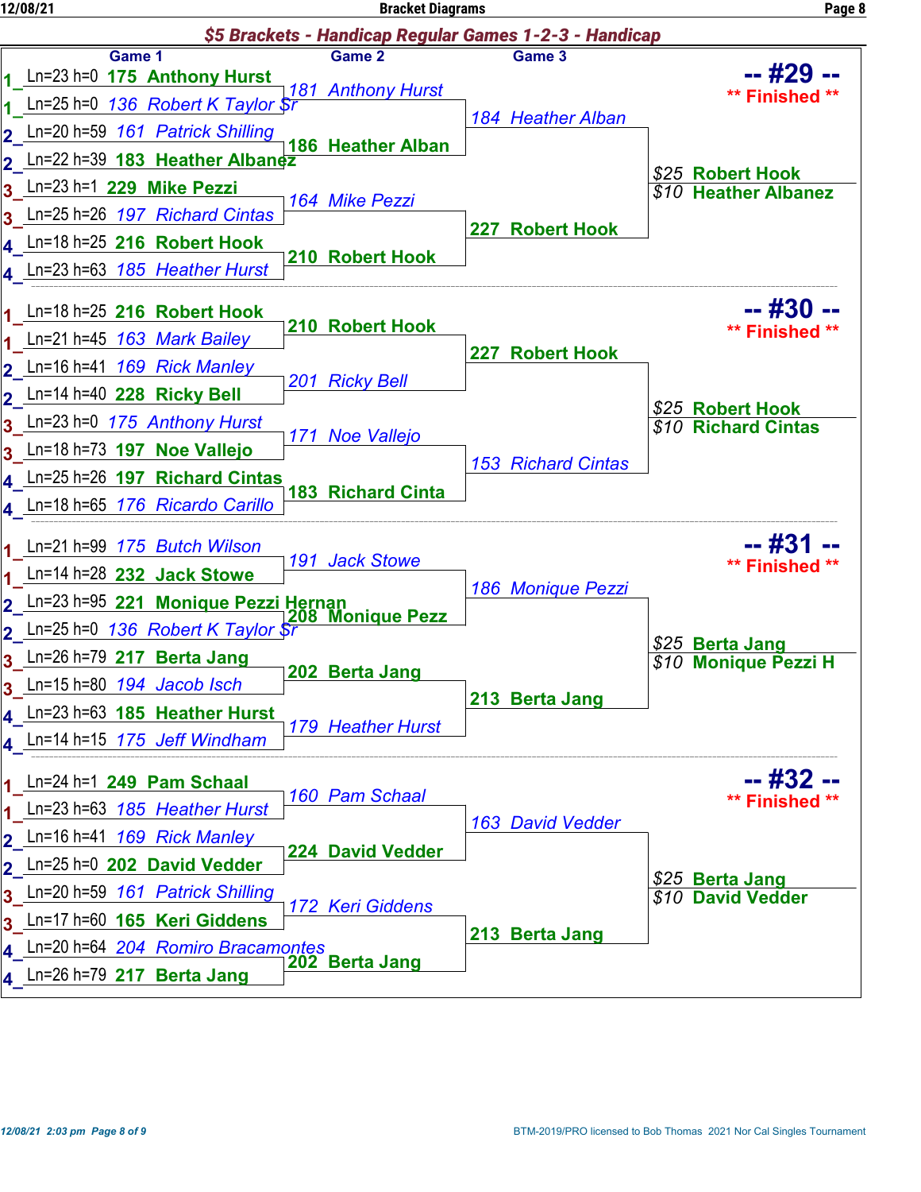## $5 Brackets - Handicap Regular Games 1-2-3 - Handicap

### -- #29 -- ** Finished **

| Pair | Game 1 | Game 2 | Game 3 | Result |
|---|---|---|---|---|
| 1 | Ln=23 h=0 **175 Anthony Hurst** | *181 Anthony Hurst* | *184 Heather Alban* | $25 **Robert Hook** |
| 1 | Ln=25 h=0 *136 Robert K Taylor Sr* | | | $10 **Heather Albanez** |
| 2 | Ln=20 h=59 *161 Patrick Shilling* | **186 Heather Alban** | | |
| 2 | Ln=22 h=39 **183 Heather Albanez** | | | |
| 3 | Ln=23 h=1 **229 Mike Pezzi** | *164 Mike Pezzi* | **227 Robert Hook** | |
| 3 | Ln=25 h=26 *197 Richard Cintas* | | | |
| 4 | Ln=18 h=25 **216 Robert Hook** | **210 Robert Hook** | | |
| 4 | Ln=23 h=63 *185 Heather Hurst* | | | |

### -- #30 -- ** Finished **

| Pair | Game 1 | Game 2 | Game 3 | Result |
|---|---|---|---|---|
| 1 | Ln=18 h=25 **216 Robert Hook** | **210 Robert Hook** | **227 Robert Hook** | $25 **Robert Hook** |
| 1 | Ln=21 h=45 *163 Mark Bailey* | | | $10 **Richard Cintas** |
| 2 | Ln=16 h=41 *169 Rick Manley* | *201 Ricky Bell* | | |
| 2 | Ln=14 h=40 **228 Ricky Bell** | | | |
| 3 | Ln=23 h=0 *175 Anthony Hurst* | *171 Noe Vallejo* | *153 Richard Cintas* | |
| 3 | Ln=18 h=73 **197 Noe Vallejo** | | | |
| 4 | Ln=25 h=26 **197 Richard Cintas** | **183 Richard Cinta** | | |
| 4 | Ln=18 h=65 *176 Ricardo Carillo* | | | |

### -- #31 -- ** Finished **

| Pair | Game 1 | Game 2 | Game 3 | Result |
|---|---|---|---|---|
| 1 | Ln=21 h=99 *175 Butch Wilson* | *191 Jack Stowe* | *186 Monique Pezzi* | $25 **Berta Jang** |
| 1 | Ln=14 h=28 **232 Jack Stowe** | | | $10 **Monique Pezzi H** |
| 2 | Ln=23 h=95 **221 Monique Pezzi Hernan** | **208 Monique Pezz** | | |
| 2 | Ln=25 h=0 *136 Robert K Taylor Sr* | | | |
| 3 | Ln=26 h=79 **217 Berta Jang** | **202 Berta Jang** | **213 Berta Jang** | |
| 3 | Ln=15 h=80 *194 Jacob Isch* | | | |
| 4 | Ln=23 h=63 **185 Heather Hurst** | *179 Heather Hurst* | | |
| 4 | Ln=14 h=15 *175 Jeff Windham* | | | |

### -- #32 -- ** Finished **

| Pair | Game 1 | Game 2 | Game 3 | Result |
|---|---|---|---|---|
| 1 | Ln=24 h=1 **249 Pam Schaal** | *160 Pam Schaal* | *163 David Vedder* | $25 **Berta Jang** |
| 1 | Ln=23 h=63 *185 Heather Hurst* | | | $10 **David Vedder** |
| 2 | Ln=16 h=41 *169 Rick Manley* | **224 David Vedder** | | |
| 2 | Ln=25 h=0 **202 David Vedder** | | | |
| 3 | Ln=20 h=59 *161 Patrick Shilling* | *172 Keri Giddens* | **213 Berta Jang** | |
| 3 | Ln=17 h=60 **165 Keri Giddens** | | | |
| 4 | Ln=20 h=64 *204 Romiro Bracamontes* | **202 Berta Jang** | | |
| 4 | Ln=26 h=79 **217 Berta Jang** | | | |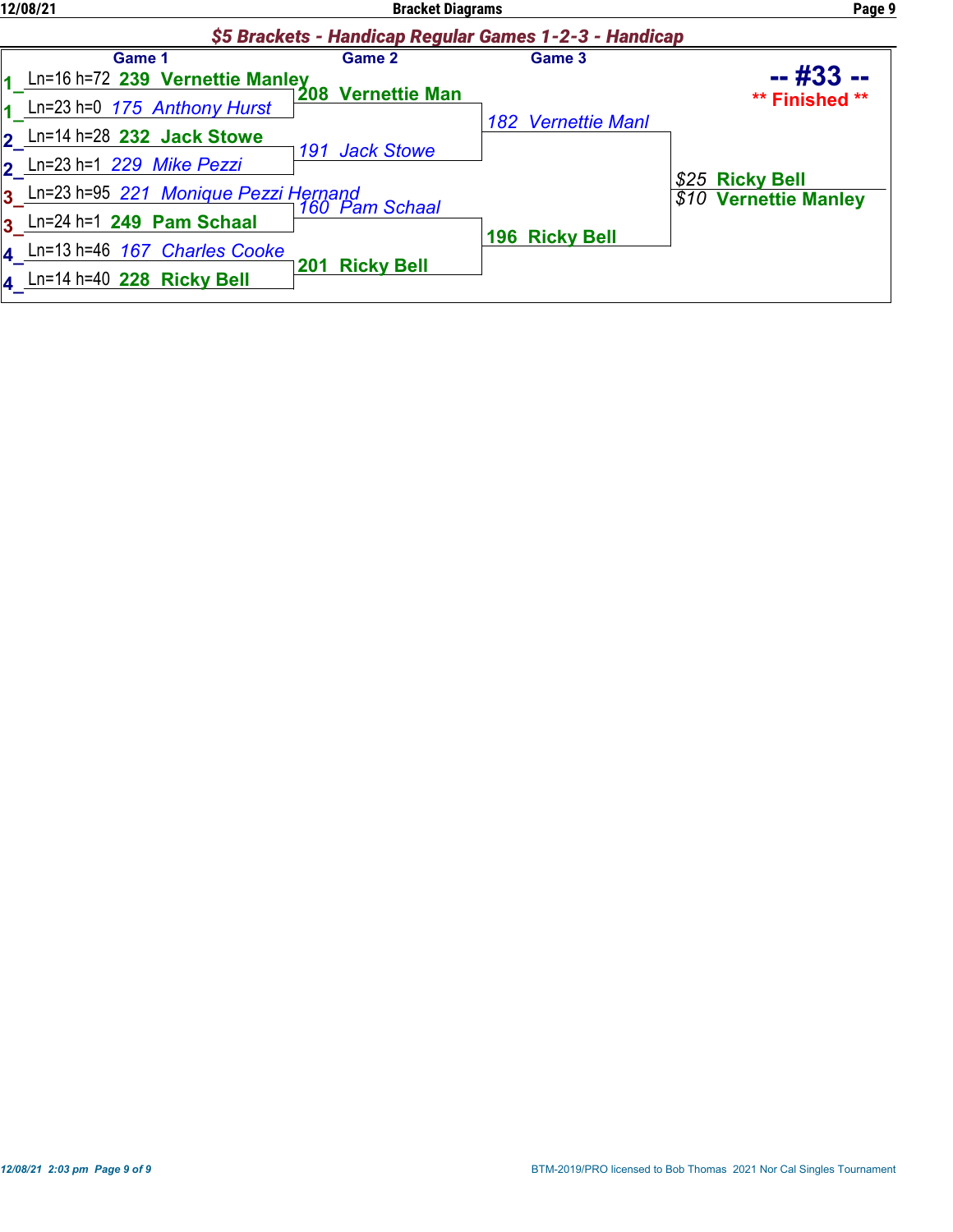## $5 Brackets - Handicap Regular Games 1-2-3 - Handicap

**-- #33 --**
**** Finished ****

| Game 1 | Game 2 | Game 3 | |
|---|---|---|---|
| 1_ Ln=16 h=72 **239 Vernettie Manley** | **208 Vernettie Man** | *182 Vernettie Manl* | *$25* **Ricky Bell** |
| 1_ Ln=23 h=0 *175 Anthony Hurst* | | | *$10* **Vernettie Manley** |
| 2_ Ln=14 h=28 **232 Jack Stowe** | *191 Jack Stowe* | | |
| 2_ Ln=23 h=1 *229 Mike Pezzi* | | | |
| 3_ Ln=23 h=95 *221 Monique Pezzi Hernand* | *160 Pam Schaal* | **196 Ricky Bell** | |
| 3_ Ln=24 h=1 **249 Pam Schaal** | | | |
| 4_ Ln=13 h=46 *167 Charles Cooke* | **201 Ricky Bell** | | |
| 4_ Ln=14 h=40 **228 Ricky Bell** | | | |

BTM-2019/PRO licensed to Bob Thomas 2021 Nor Cal Singles Tournament